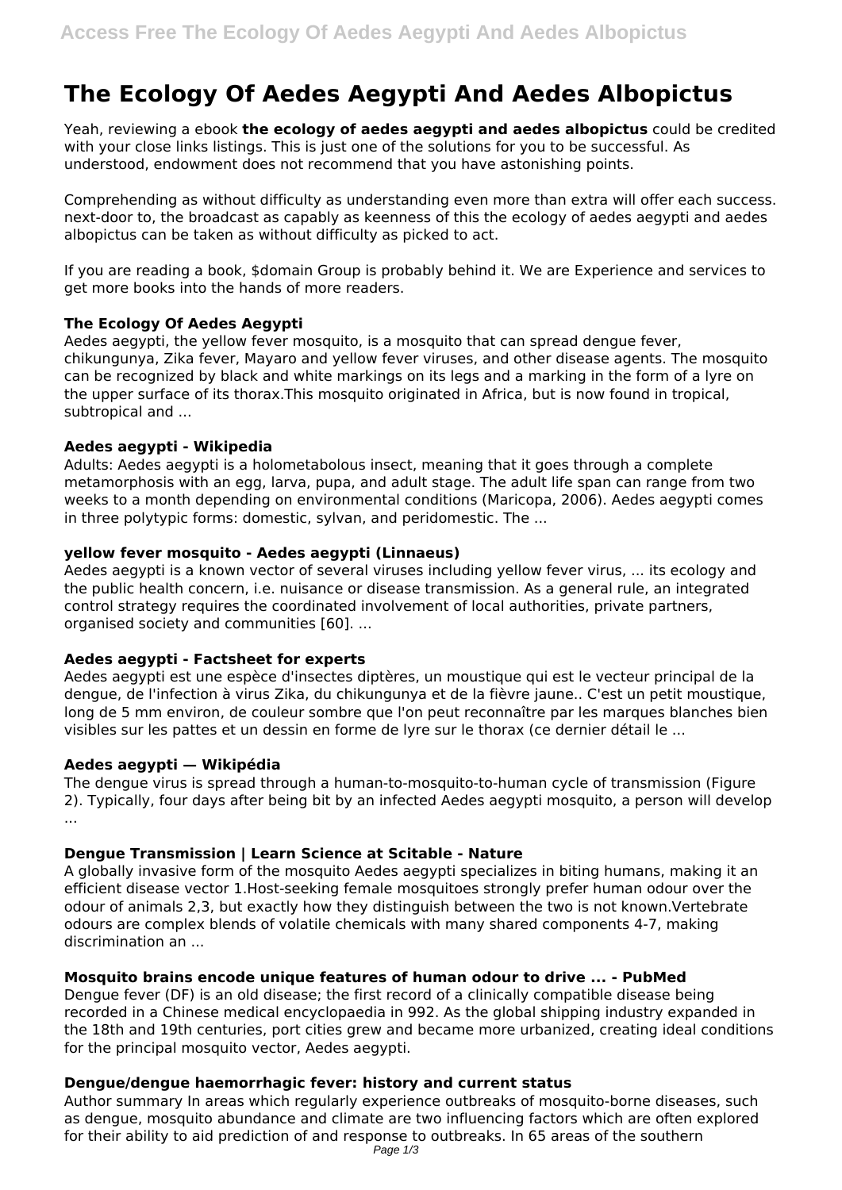# The Ecology Of Aedes Aegypti And Aedes Albopictus

Yeah, reviewing a ebook **the ecology of aedes aegypti and aedes albopictus** could be credited with your close links listings. This is just one of the solutions for you to be successful. As understood, endowment does not recommend that you have astonishing points.

Comprehending as without difficulty as understanding even more than extra will offer each success. next-door to, the broadcast as capably as keenness of this the ecology of aedes aegypti and aedes albopictus can be taken as without difficulty as picked to act.

If you are reading a book, $domain Group is probably behind it. We are Experience and services to get more books into the hands of more readers.

### The Ecology Of Aedes Aegypti

Aedes aegypti, the yellow fever mosquito, is a mosquito that can spread dengue fever, chikungunya, Zika fever, Mayaro and yellow fever viruses, and other disease agents. The mosquito can be recognized by black and white markings on its legs and a marking in the form of a lyre on the upper surface of its thorax.This mosquito originated in Africa, but is now found in tropical, subtropical and ...

### Aedes aegypti - Wikipedia

Adults: Aedes aegypti is a holometabolous insect, meaning that it goes through a complete metamorphosis with an egg, larva, pupa, and adult stage. The adult life span can range from two weeks to a month depending on environmental conditions (Maricopa, 2006). Aedes aegypti comes in three polytypic forms: domestic, sylvan, and peridomestic. The ...

### yellow fever mosquito - Aedes aegypti (Linnaeus)

Aedes aegypti is a known vector of several viruses including yellow fever virus, ... its ecology and the public health concern, i.e. nuisance or disease transmission. As a general rule, an integrated control strategy requires the coordinated involvement of local authorities, private partners, organised society and communities [60]. ...

### Aedes aegypti - Factsheet for experts

Aedes aegypti est une espèce d'insectes diptères, un moustique qui est le vecteur principal de la dengue, de l'infection à virus Zika, du chikungunya et de la fièvre jaune.. C'est un petit moustique, long de 5 mm environ, de couleur sombre que l'on peut reconnaître par les marques blanches bien visibles sur les pattes et un dessin en forme de lyre sur le thorax (ce dernier détail le ...

### Aedes aegypti — Wikipédia

The dengue virus is spread through a human-to-mosquito-to-human cycle of transmission (Figure 2). Typically, four days after being bit by an infected Aedes aegypti mosquito, a person will develop ...

### Dengue Transmission | Learn Science at Scitable - Nature

A globally invasive form of the mosquito Aedes aegypti specializes in biting humans, making it an efficient disease vector 1.Host-seeking female mosquitoes strongly prefer human odour over the odour of animals 2,3, but exactly how they distinguish between the two is not known.Vertebrate odours are complex blends of volatile chemicals with many shared components 4-7, making discrimination an ...

### Mosquito brains encode unique features of human odour to drive ... - PubMed

Dengue fever (DF) is an old disease; the first record of a clinically compatible disease being recorded in a Chinese medical encyclopaedia in 992. As the global shipping industry expanded in the 18th and 19th centuries, port cities grew and became more urbanized, creating ideal conditions for the principal mosquito vector, Aedes aegypti.

### Dengue/dengue haemorrhagic fever: history and current status

Author summary In areas which regularly experience outbreaks of mosquito-borne diseases, such as dengue, mosquito abundance and climate are two influencing factors which are often explored for their ability to aid prediction of and response to outbreaks. In 65 areas of the southern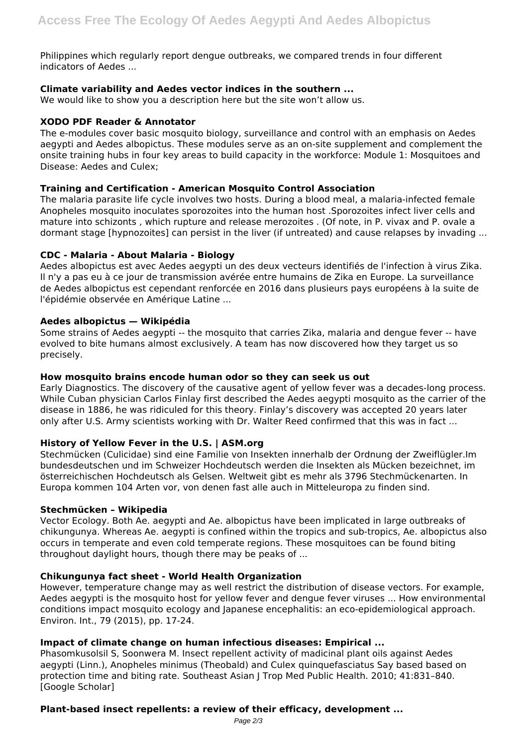Philippines which regularly report dengue outbreaks, we compared trends in four different indicators of Aedes ...

### Climate variability and Aedes vector indices in the southern ...

We would like to show you a description here but the site won't allow us.

### XODO PDF Reader & Annotator

The e-modules cover basic mosquito biology, surveillance and control with an emphasis on Aedes aegypti and Aedes albopictus. These modules serve as an on-site supplement and complement the onsite training hubs in four key areas to build capacity in the workforce: Module 1: Mosquitoes and Disease: Aedes and Culex;

### Training and Certification - American Mosquito Control Association

The malaria parasite life cycle involves two hosts. During a blood meal, a malaria-infected female Anopheles mosquito inoculates sporozoites into the human host .Sporozoites infect liver cells and mature into schizonts , which rupture and release merozoites . (Of note, in P. vivax and P. ovale a dormant stage [hypnozoites] can persist in the liver (if untreated) and cause relapses by invading ...

### CDC - Malaria - About Malaria - Biology

Aedes albopictus est avec Aedes aegypti un des deux vecteurs identifiés de l'infection à virus Zika. Il n'y a pas eu à ce jour de transmission avérée entre humains de Zika en Europe. La surveillance de Aedes albopictus est cependant renforcée en 2016 dans plusieurs pays européens à la suite de l'épidémie observée en Amérique Latine ...

### Aedes albopictus — Wikipédia

Some strains of Aedes aegypti -- the mosquito that carries Zika, malaria and dengue fever -- have evolved to bite humans almost exclusively. A team has now discovered how they target us so precisely.

### How mosquito brains encode human odor so they can seek us out

Early Diagnostics. The discovery of the causative agent of yellow fever was a decades-long process. While Cuban physician Carlos Finlay first described the Aedes aegypti mosquito as the carrier of the disease in 1886, he was ridiculed for this theory. Finlay's discovery was accepted 20 years later only after U.S. Army scientists working with Dr. Walter Reed confirmed that this was in fact ...

### History of Yellow Fever in the U.S. | ASM.org

Stechmücken (Culicidae) sind eine Familie von Insekten innerhalb der Ordnung der Zweiflügler.Im bundesdeutschen und im Schweizer Hochdeutsch werden die Insekten als Mücken bezeichnet, im österreichischen Hochdeutsch als Gelsen. Weltweit gibt es mehr als 3796 Stechmückenarten. In Europa kommen 104 Arten vor, von denen fast alle auch in Mitteleuropa zu finden sind.

### Stechmücken – Wikipedia

Vector Ecology. Both Ae. aegypti and Ae. albopictus have been implicated in large outbreaks of chikungunya. Whereas Ae. aegypti is confined within the tropics and sub-tropics, Ae. albopictus also occurs in temperate and even cold temperate regions. These mosquitoes can be found biting throughout daylight hours, though there may be peaks of ...

### Chikungunya fact sheet - World Health Organization

However, temperature change may as well restrict the distribution of disease vectors. For example, Aedes aegypti is the mosquito host for yellow fever and dengue fever viruses ... How environmental conditions impact mosquito ecology and Japanese encephalitis: an eco-epidemiological approach. Environ. Int., 79 (2015), pp. 17-24.

### Impact of climate change on human infectious diseases: Empirical ...

Phasomkusolsil S, Soonwera M. Insect repellent activity of madicinal plant oils against Aedes aegypti (Linn.), Anopheles minimus (Theobald) and Culex quinquefasciatus Say based based on protection time and biting rate. Southeast Asian J Trop Med Public Health. 2010; 41:831–840. [Google Scholar]

### Plant-based insect repellents: a review of their efficacy, development ...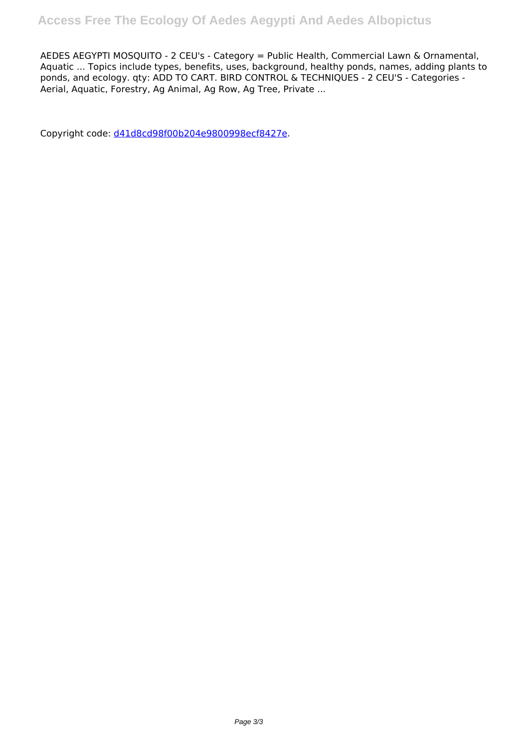AEDES AEGYPTI MOSQUITO - 2 CEU's - Category = Public Health, Commercial Lawn & Ornamental, Aquatic ... Topics include types, benefits, uses, background, healthy ponds, names, adding plants to ponds, and ecology. qty: ADD TO CART. BIRD CONTROL & TECHNIQUES - 2 CEU'S - Categories - Aerial, Aquatic, Forestry, Ag Animal, Ag Row, Ag Tree, Private ...

Copyright code: d41d8cd98f00b204e9800998ecf8427e.